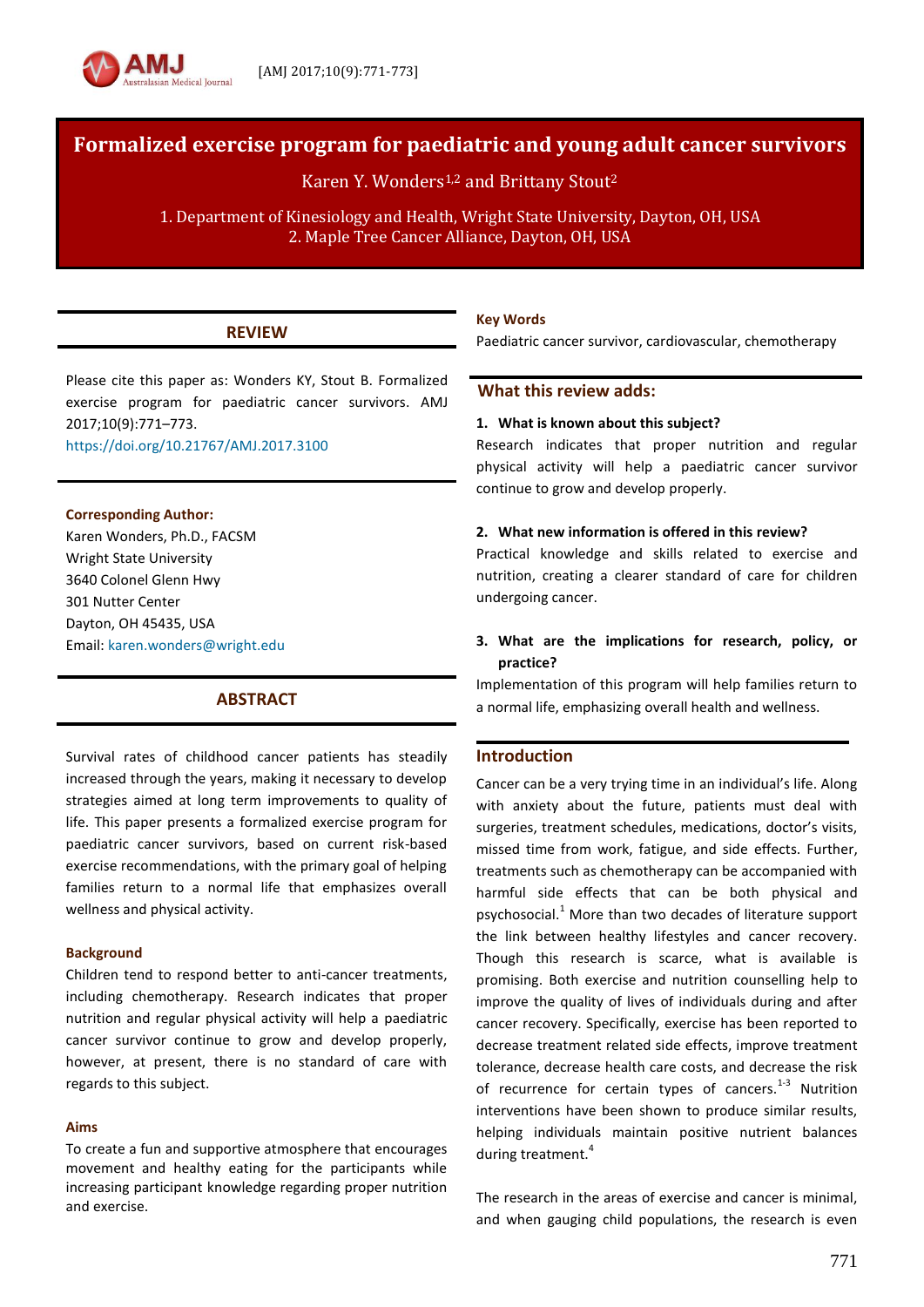# Formalized exercise program for paediatric and young adult cancer survivors

Karen Y. Wonders[1,2] and Brittany Stout[2]

1. Department of Kinesiology and Health, Wright State University, Dayton, OH, USA
2. Maple Tree Cancer Alliance, Dayton, OH, USA

## REVIEW

Please cite this paper as: Wonders KY, Stout B. Formalized exercise program for paediatric cancer survivors. AMJ 2017;10(9):771–773.
https://doi.org/10.21767/AMJ.2017.3100

**Corresponding Author:**
Karen Wonders, Ph.D., FACSM
Wright State University
3640 Colonel Glenn Hwy
301 Nutter Center
Dayton, OH 45435, USA
Email: karen.wonders@wright.edu

## ABSTRACT

Survival rates of childhood cancer patients has steadily increased through the years, making it necessary to develop strategies aimed at long term improvements to quality of life. This paper presents a formalized exercise program for paediatric cancer survivors, based on current risk-based exercise recommendations, with the primary goal of helping families return to a normal life that emphasizes overall wellness and physical activity.

### Background

Children tend to respond better to anti-cancer treatments, including chemotherapy. Research indicates that proper nutrition and regular physical activity will help a paediatric cancer survivor continue to grow and develop properly, however, at present, there is no standard of care with regards to this subject.

### Aims

To create a fun and supportive atmosphere that encourages movement and healthy eating for the participants while increasing participant knowledge regarding proper nutrition and exercise.

### Key Words

Paediatric cancer survivor, cardiovascular, chemotherapy

## What this review adds:

**1. What is known about this subject?**

Research indicates that proper nutrition and regular physical activity will help a paediatric cancer survivor continue to grow and develop properly.

**2. What new information is offered in this review?**

Practical knowledge and skills related to exercise and nutrition, creating a clearer standard of care for children undergoing cancer.

**3. What are the implications for research, policy, or practice?**

Implementation of this program will help families return to a normal life, emphasizing overall health and wellness.

## Introduction

Cancer can be a very trying time in an individual's life. Along with anxiety about the future, patients must deal with surgeries, treatment schedules, medications, doctor's visits, missed time from work, fatigue, and side effects. Further, treatments such as chemotherapy can be accompanied with harmful side effects that can be both physical and psychosocial.[1] More than two decades of literature support the link between healthy lifestyles and cancer recovery. Though this research is scarce, what is available is promising. Both exercise and nutrition counselling help to improve the quality of lives of individuals during and after cancer recovery. Specifically, exercise has been reported to decrease treatment related side effects, improve treatment tolerance, decrease health care costs, and decrease the risk of recurrence for certain types of cancers.[1-3] Nutrition interventions have been shown to produce similar results, helping individuals maintain positive nutrient balances during treatment.[4]

The research in the areas of exercise and cancer is minimal, and when gauging child populations, the research is even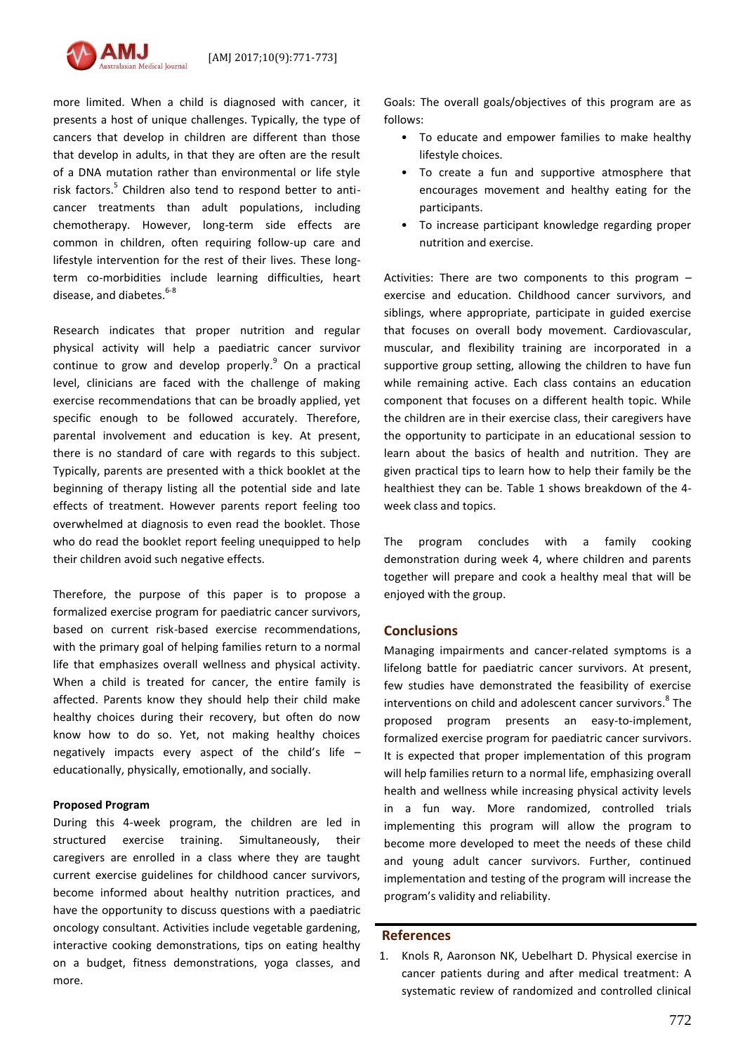more limited. When a child is diagnosed with cancer, it presents a host of unique challenges. Typically, the type of cancers that develop in children are different than those that develop in adults, in that they are often are the result of a DNA mutation rather than environmental or life style risk factors.[5] Children also tend to respond better to anti-cancer treatments than adult populations, including chemotherapy. However, long-term side effects are common in children, often requiring follow-up care and lifestyle intervention for the rest of their lives. These long-term co-morbidities include learning difficulties, heart disease, and diabetes.[6-8]

Research indicates that proper nutrition and regular physical activity will help a paediatric cancer survivor continue to grow and develop properly.[9] On a practical level, clinicians are faced with the challenge of making exercise recommendations that can be broadly applied, yet specific enough to be followed accurately. Therefore, parental involvement and education is key. At present, there is no standard of care with regards to this subject. Typically, parents are presented with a thick booklet at the beginning of therapy listing all the potential side and late effects of treatment. However parents report feeling too overwhelmed at diagnosis to even read the booklet. Those who do read the booklet report feeling unequipped to help their children avoid such negative effects.

Therefore, the purpose of this paper is to propose a formalized exercise program for paediatric cancer survivors, based on current risk-based exercise recommendations, with the primary goal of helping families return to a normal life that emphasizes overall wellness and physical activity. When a child is treated for cancer, the entire family is affected. Parents know they should help their child make healthy choices during their recovery, but often do now know how to do so. Yet, not making healthy choices negatively impacts every aspect of the child's life – educationally, physically, emotionally, and socially.

**Proposed Program**

During this 4-week program, the children are led in structured exercise training. Simultaneously, their caregivers are enrolled in a class where they are taught current exercise guidelines for childhood cancer survivors, become informed about healthy nutrition practices, and have the opportunity to discuss questions with a paediatric oncology consultant. Activities include vegetable gardening, interactive cooking demonstrations, tips on eating healthy on a budget, fitness demonstrations, yoga classes, and more.

Goals: The overall goals/objectives of this program are as follows:

- To educate and empower families to make healthy lifestyle choices.
- To create a fun and supportive atmosphere that encourages movement and healthy eating for the participants.
- To increase participant knowledge regarding proper nutrition and exercise.

Activities: There are two components to this program – exercise and education. Childhood cancer survivors, and siblings, where appropriate, participate in guided exercise that focuses on overall body movement. Cardiovascular, muscular, and flexibility training are incorporated in a supportive group setting, allowing the children to have fun while remaining active. Each class contains an education component that focuses on a different health topic. While the children are in their exercise class, their caregivers have the opportunity to participate in an educational session to learn about the basics of health and nutrition. They are given practical tips to learn how to help their family be the healthiest they can be. Table 1 shows breakdown of the 4-week class and topics.

The program concludes with a family cooking demonstration during week 4, where children and parents together will prepare and cook a healthy meal that will be enjoyed with the group.

## Conclusions

Managing impairments and cancer-related symptoms is a lifelong battle for paediatric cancer survivors. At present, few studies have demonstrated the feasibility of exercise interventions on child and adolescent cancer survivors.[8] The proposed program presents an easy-to-implement, formalized exercise program for paediatric cancer survivors. It is expected that proper implementation of this program will help families return to a normal life, emphasizing overall health and wellness while increasing physical activity levels in a fun way. More randomized, controlled trials implementing this program will allow the program to become more developed to meet the needs of these child and young adult cancer survivors. Further, continued implementation and testing of the program will increase the program's validity and reliability.

## References

1. Knols R, Aaronson NK, Uebelhart D. Physical exercise in cancer patients during and after medical treatment: A systematic review of randomized and controlled clinical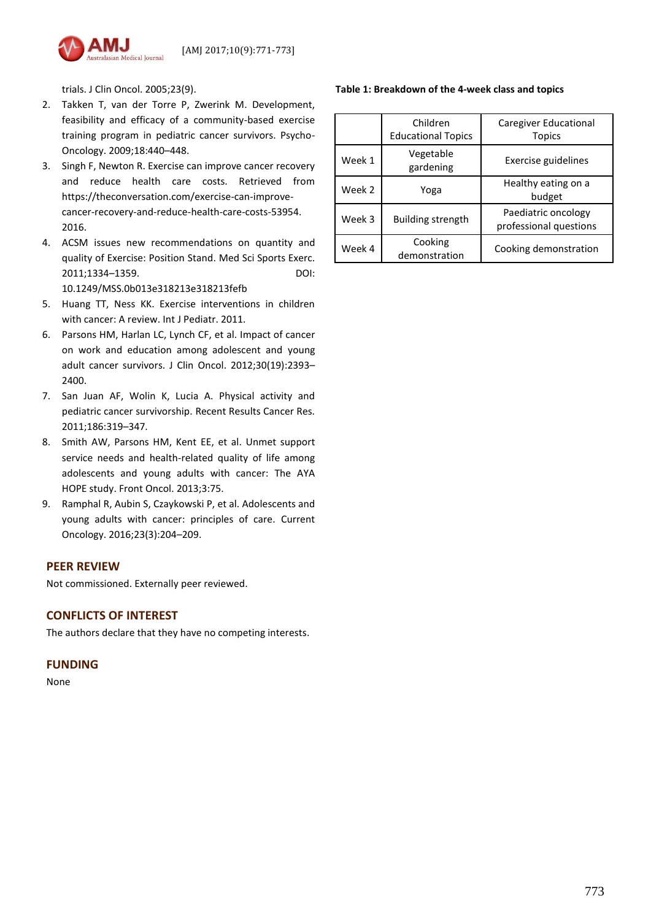trials. J Clin Oncol. 2005;23(9).

2. Takken T, van der Torre P, Zwerink M. Development, feasibility and efficacy of a community-based exercise training program in pediatric cancer survivors. Psycho-Oncology. 2009;18:440–448.
3. Singh F, Newton R. Exercise can improve cancer recovery and reduce health care costs. Retrieved from https://theconversation.com/exercise-can-improve-cancer-recovery-and-reduce-health-care-costs-53954. 2016.
4. ACSM issues new recommendations on quantity and quality of Exercise: Position Stand. Med Sci Sports Exerc. 2011;1334–1359. DOI: 10.1249/MSS.0b013e318213e318213fefb
5. Huang TT, Ness KK. Exercise interventions in children with cancer: A review. Int J Pediatr. 2011.
6. Parsons HM, Harlan LC, Lynch CF, et al. Impact of cancer on work and education among adolescent and young adult cancer survivors. J Clin Oncol. 2012;30(19):2393–2400.
7. San Juan AF, Wolin K, Lucia A. Physical activity and pediatric cancer survivorship. Recent Results Cancer Res. 2011;186:319–347.
8. Smith AW, Parsons HM, Kent EE, et al. Unmet support service needs and health-related quality of life among adolescents and young adults with cancer: The AYA HOPE study. Front Oncol. 2013;3:75.
9. Ramphal R, Aubin S, Czaykowski P, et al. Adolescents and young adults with cancer: principles of care. Current Oncology. 2016;23(3):204–209.

## PEER REVIEW

Not commissioned. Externally peer reviewed.

## CONFLICTS OF INTEREST

The authors declare that they have no competing interests.

## FUNDING

None

**Table 1: Breakdown of the 4-week class and topics**

| | Children Educational Topics | Caregiver Educational Topics |
|---|---|---|
| Week 1 | Vegetable gardening | Exercise guidelines |
| Week 2 | Yoga | Healthy eating on a budget |
| Week 3 | Building strength | Paediatric oncology professional questions |
| Week 4 | Cooking demonstration | Cooking demonstration |